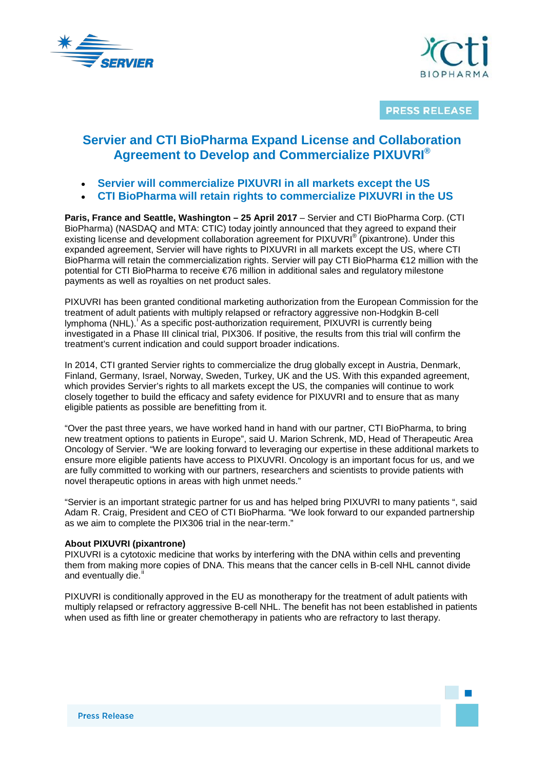PRESS RELEASE

# Servier and CTI BioPharma Expand License and Collaboration Agreement to Develop and Commercialize PIXUVRI®

- **Servier will commercialize PIXUVRI in all markets except the US**
- **CTI BioPharma will retain rights to commercialize PIXUVRI in the US**

**Paris, France and Seattle, Washington – 25 April 2017** – Servier and CTI BioPharma Corp. (CTI BioPharma) (NASDAQ and MTA: CTIC) today jointly announced that they agreed to expand their existing license and development collaboration agreement for PIXUVRI® (pixantrone). Under this expanded agreement, Servier will have rights to PIXUVRI in all markets except the US, where CTI BioPharma will retain the commercialization rights. Servier will pay CTI BioPharma €12 million with the potential for CTI BioPharma to receive €76 million in additional sales and regulatory milestone payments as well as royalties on net product sales.

PIXUVRI has been granted conditional marketing authorization from the European Commission for the treatment of adult patients with multiply relapsed or refractory aggressive non-Hodgkin B-cell lymphoma (NHL).[i] As a specific post-authorization requirement, PIXUVRI is currently being investigated in a Phase III clinical trial, PIX306. If positive, the results from this trial will confirm the treatment's current indication and could support broader indications.

In 2014, CTI granted Servier rights to commercialize the drug globally except in Austria, Denmark, Finland, Germany, Israel, Norway, Sweden, Turkey, UK and the US. With this expanded agreement, which provides Servier's rights to all markets except the US, the companies will continue to work closely together to build the efficacy and safety evidence for PIXUVRI and to ensure that as many eligible patients as possible are benefitting from it.

"Over the past three years, we have worked hand in hand with our partner, CTI BioPharma, to bring new treatment options to patients in Europe", said U. Marion Schrenk, MD, Head of Therapeutic Area Oncology of Servier. "We are looking forward to leveraging our expertise in these additional markets to ensure more eligible patients have access to PIXUVRI. Oncology is an important focus for us, and we are fully committed to working with our partners, researchers and scientists to provide patients with novel therapeutic options in areas with high unmet needs."

"Servier is an important strategic partner for us and has helped bring PIXUVRI to many patients ", said Adam R. Craig, President and CEO of CTI BioPharma. "We look forward to our expanded partnership as we aim to complete the PIX306 trial in the near-term."

**About PIXUVRI (pixantrone)**

PIXUVRI is a cytotoxic medicine that works by interfering with the DNA within cells and preventing them from making more copies of DNA. This means that the cancer cells in B-cell NHL cannot divide and eventually die.[ii]

PIXUVRI is conditionally approved in the EU as monotherapy for the treatment of adult patients with multiply relapsed or refractory aggressive B-cell NHL. The benefit has not been established in patients when used as fifth line or greater chemotherapy in patients who are refractory to last therapy.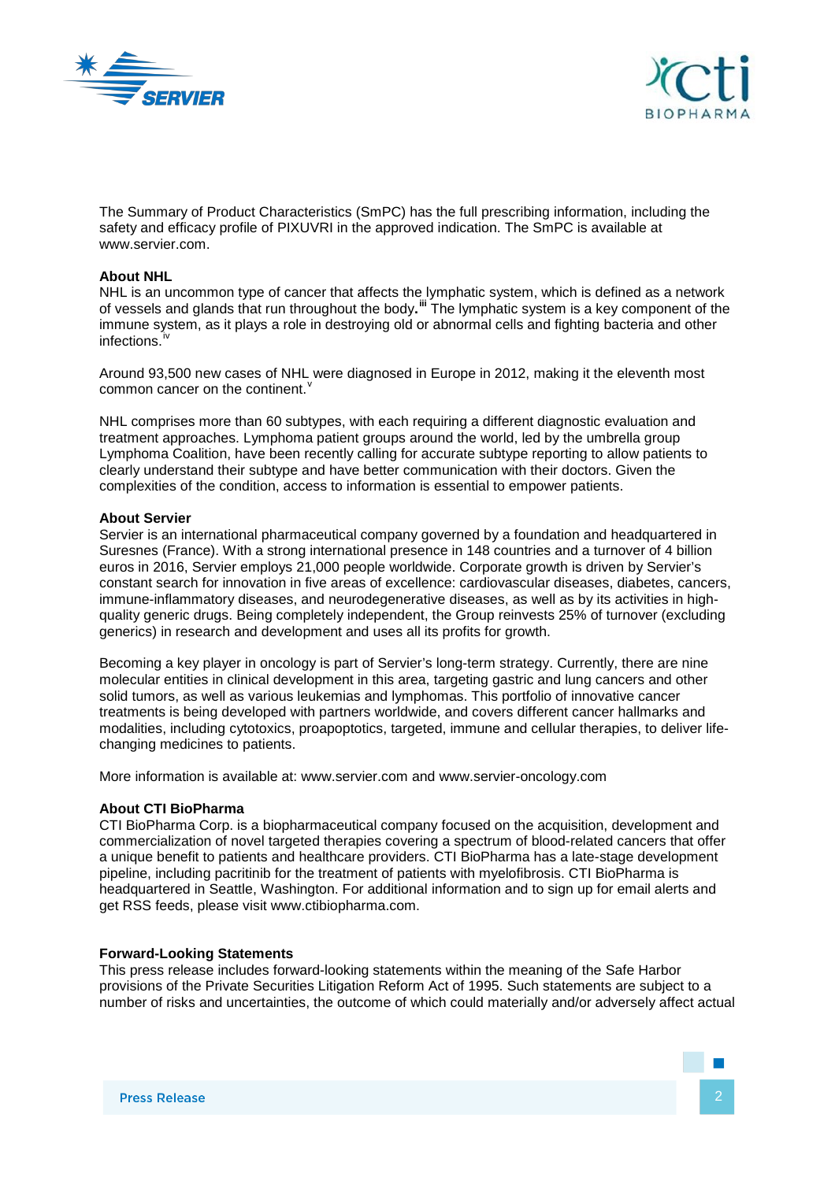The Summary of Product Characteristics (SmPC) has the full prescribing information, including the safety and efficacy profile of PIXUVRI in the approved indication. The SmPC is available at www.servier.com.

**About NHL**

NHL is an uncommon type of cancer that affects the lymphatic system, which is defined as a network of vessels and glands that run throughout the body.[iii] The lymphatic system is a key component of the immune system, as it plays a role in destroying old or abnormal cells and fighting bacteria and other infections.[iv]

Around 93,500 new cases of NHL were diagnosed in Europe in 2012, making it the eleventh most common cancer on the continent.[v]

NHL comprises more than 60 subtypes, with each requiring a different diagnostic evaluation and treatment approaches. Lymphoma patient groups around the world, led by the umbrella group Lymphoma Coalition, have been recently calling for accurate subtype reporting to allow patients to clearly understand their subtype and have better communication with their doctors. Given the complexities of the condition, access to information is essential to empower patients.

**About Servier**

Servier is an international pharmaceutical company governed by a foundation and headquartered in Suresnes (France). With a strong international presence in 148 countries and a turnover of 4 billion euros in 2016, Servier employs 21,000 people worldwide. Corporate growth is driven by Servier's constant search for innovation in five areas of excellence: cardiovascular diseases, diabetes, cancers, immune-inflammatory diseases, and neurodegenerative diseases, as well as by its activities in high-quality generic drugs. Being completely independent, the Group reinvests 25% of turnover (excluding generics) in research and development and uses all its profits for growth.

Becoming a key player in oncology is part of Servier's long-term strategy. Currently, there are nine molecular entities in clinical development in this area, targeting gastric and lung cancers and other solid tumors, as well as various leukemias and lymphomas. This portfolio of innovative cancer treatments is being developed with partners worldwide, and covers different cancer hallmarks and modalities, including cytotoxics, proapoptotics, targeted, immune and cellular therapies, to deliver life-changing medicines to patients.

More information is available at: www.servier.com and www.servier-oncology.com

**About CTI BioPharma**

CTI BioPharma Corp. is a biopharmaceutical company focused on the acquisition, development and commercialization of novel targeted therapies covering a spectrum of blood-related cancers that offer a unique benefit to patients and healthcare providers. CTI BioPharma has a late-stage development pipeline, including pacritinib for the treatment of patients with myelofibrosis. CTI BioPharma is headquartered in Seattle, Washington. For additional information and to sign up for email alerts and get RSS feeds, please visit www.ctibiopharma.com.

**Forward-Looking Statements**

This press release includes forward-looking statements within the meaning of the Safe Harbor provisions of the Private Securities Litigation Reform Act of 1995. Such statements are subject to a number of risks and uncertainties, the outcome of which could materially and/or adversely affect actual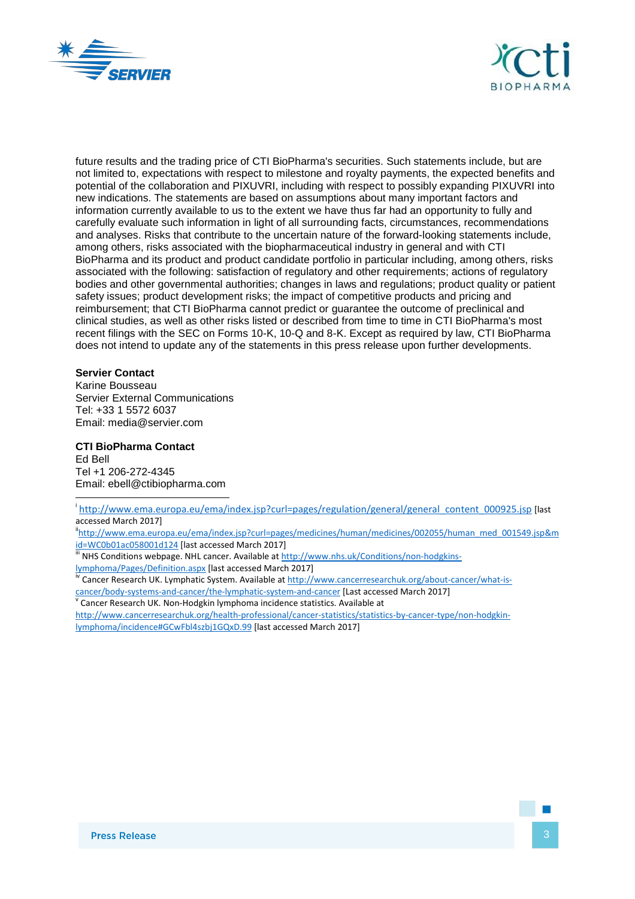future results and the trading price of CTI BioPharma's securities. Such statements include, but are not limited to, expectations with respect to milestone and royalty payments, the expected benefits and potential of the collaboration and PIXUVRI, including with respect to possibly expanding PIXUVRI into new indications. The statements are based on assumptions about many important factors and information currently available to us to the extent we have thus far had an opportunity to fully and carefully evaluate such information in light of all surrounding facts, circumstances, recommendations and analyses. Risks that contribute to the uncertain nature of the forward-looking statements include, among others, risks associated with the biopharmaceutical industry in general and with CTI BioPharma and its product and product candidate portfolio in particular including, among others, risks associated with the following: satisfaction of regulatory and other requirements; actions of regulatory bodies and other governmental authorities; changes in laws and regulations; product quality or patient safety issues; product development risks; the impact of competitive products and pricing and reimbursement; that CTI BioPharma cannot predict or guarantee the outcome of preclinical and clinical studies, as well as other risks listed or described from time to time in CTI BioPharma's most recent filings with the SEC on Forms 10-K, 10-Q and 8-K. Except as required by law, CTI BioPharma does not intend to update any of the statements in this press release upon further developments.

**Servier Contact**
Karine Bousseau
Servier External Communications
Tel: +33 1 5572 6037
Email: media@servier.com

**CTI BioPharma Contact**
Ed Bell
Tel +1 206-272-4345
Email: ebell@ctibiopharma.com

---

[i] http://www.ema.europa.eu/ema/index.jsp?curl=pages/regulation/general/general_content_000925.jsp [last accessed March 2017]

[ii] http://www.ema.europa.eu/ema/index.jsp?curl=pages/medicines/human/medicines/002055/human_med_001549.jsp&mid=WC0b01ac058001d124 [last accessed March 2017]

[iii] NHS Conditions webpage. NHL cancer. Available at http://www.nhs.uk/Conditions/non-hodgkins-lymphoma/Pages/Definition.aspx [last accessed March 2017]

[iv] Cancer Research UK. Lymphatic System. Available at http://www.cancerresearchuk.org/about-cancer/what-is-cancer/body-systems-and-cancer/the-lymphatic-system-and-cancer [Last accessed March 2017]

[v] Cancer Research UK. Non-Hodgkin lymphoma incidence statistics. Available at http://www.cancerresearchuk.org/health-professional/cancer-statistics/statistics-by-cancer-type/non-hodgkin-lymphoma/incidence#GCwFbl4szbj1GQxD.99 [last accessed March 2017]